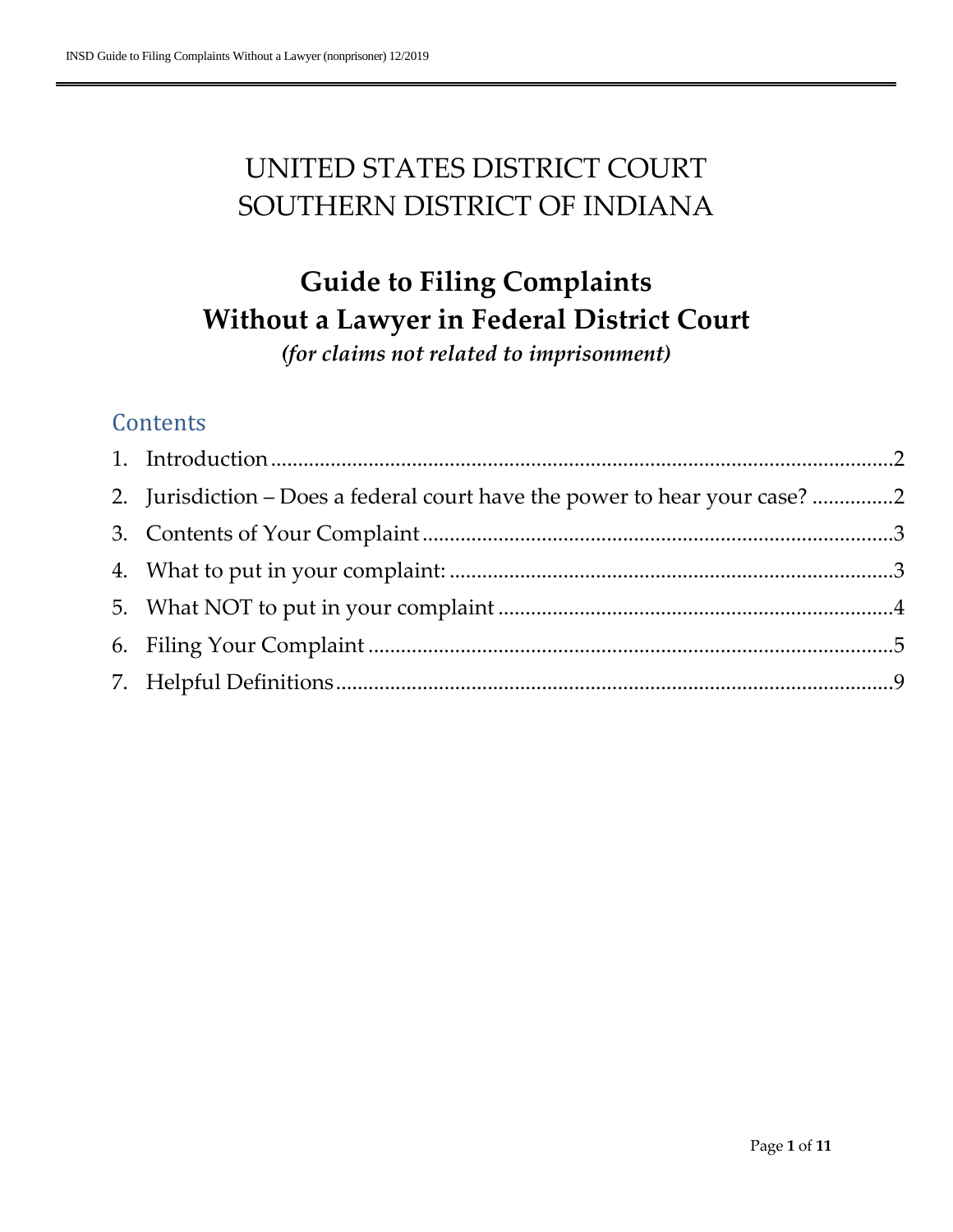UNITED STATES DISTRICT COURT
SOUTHERN DISTRICT OF INDIANA

# Guide to Filing Complaints Without a Lawyer in Federal District Court

***(for claims not related to imprisonment)***

## Contents

1. Introduction ........................................................................................................2
2. Jurisdiction – Does a federal court have the power to hear your case? ...............2
3. Contents of Your Complaint ....................................................................................3
4. What to put in your complaint: ...............................................................................3
5. What NOT to put in your complaint .......................................................................4
6. Filing Your Complaint ..............................................................................................5
7. Helpful Definitions ...................................................................................................9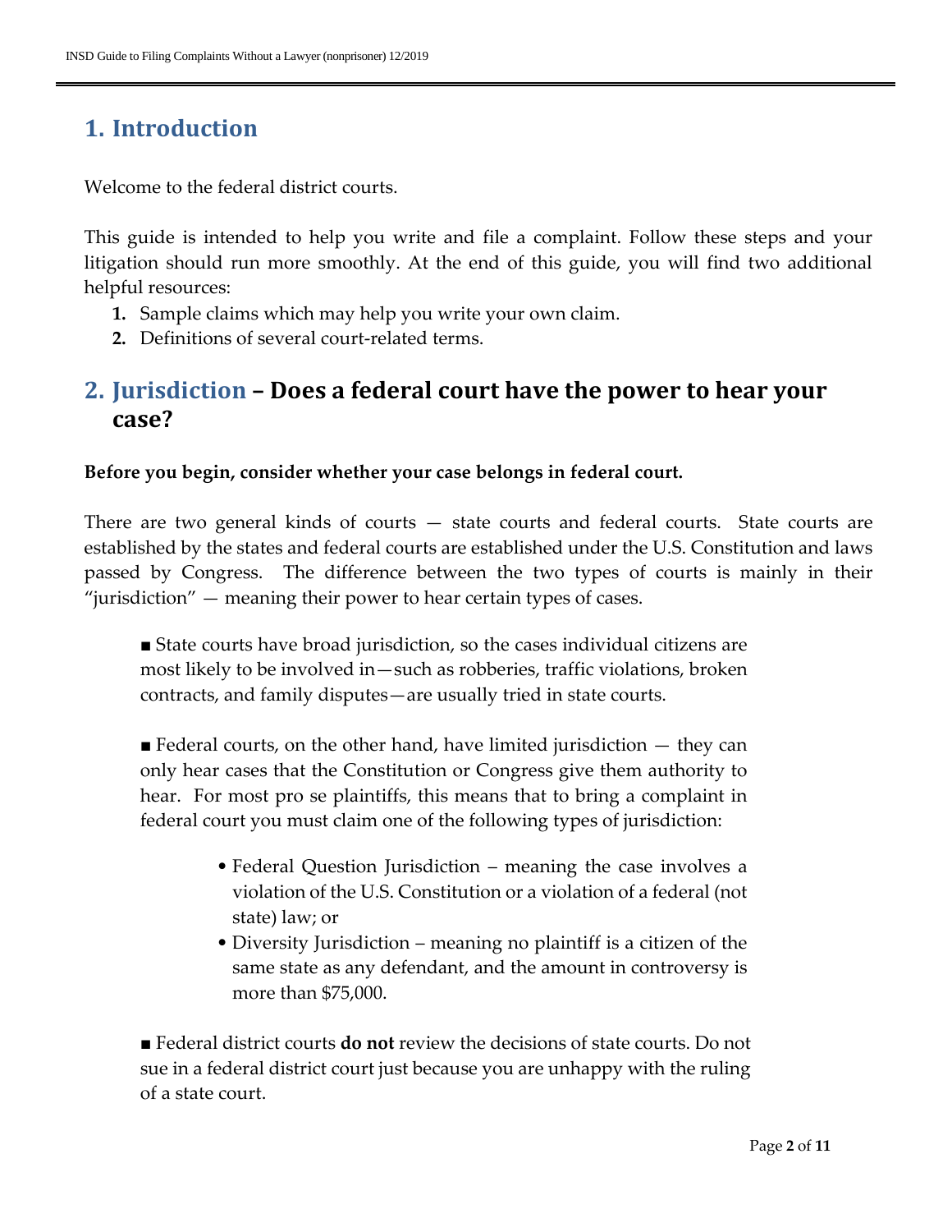## 1. Introduction

Welcome to the federal district courts.

This guide is intended to help you write and file a complaint. Follow these steps and your litigation should run more smoothly. At the end of this guide, you will find two additional helpful resources:

1. Sample claims which may help you write your own claim.
2. Definitions of several court-related terms.

## 2. Jurisdiction – Does a federal court have the power to hear your case?

**Before you begin, consider whether your case belongs in federal court.**

There are two general kinds of courts — state courts and federal courts. State courts are established by the states and federal courts are established under the U.S. Constitution and laws passed by Congress. The difference between the two types of courts is mainly in their "jurisdiction" — meaning their power to hear certain types of cases.

■ State courts have broad jurisdiction, so the cases individual citizens are most likely to be involved in—such as robberies, traffic violations, broken contracts, and family disputes—are usually tried in state courts.

■ Federal courts, on the other hand, have limited jurisdiction — they can only hear cases that the Constitution or Congress give them authority to hear. For most pro se plaintiffs, this means that to bring a complaint in federal court you must claim one of the following types of jurisdiction:

- Federal Question Jurisdiction – meaning the case involves a violation of the U.S. Constitution or a violation of a federal (not state) law; or
- Diversity Jurisdiction – meaning no plaintiff is a citizen of the same state as any defendant, and the amount in controversy is more than $75,000.

■ Federal district courts **do not** review the decisions of state courts. Do not sue in a federal district court just because you are unhappy with the ruling of a state court.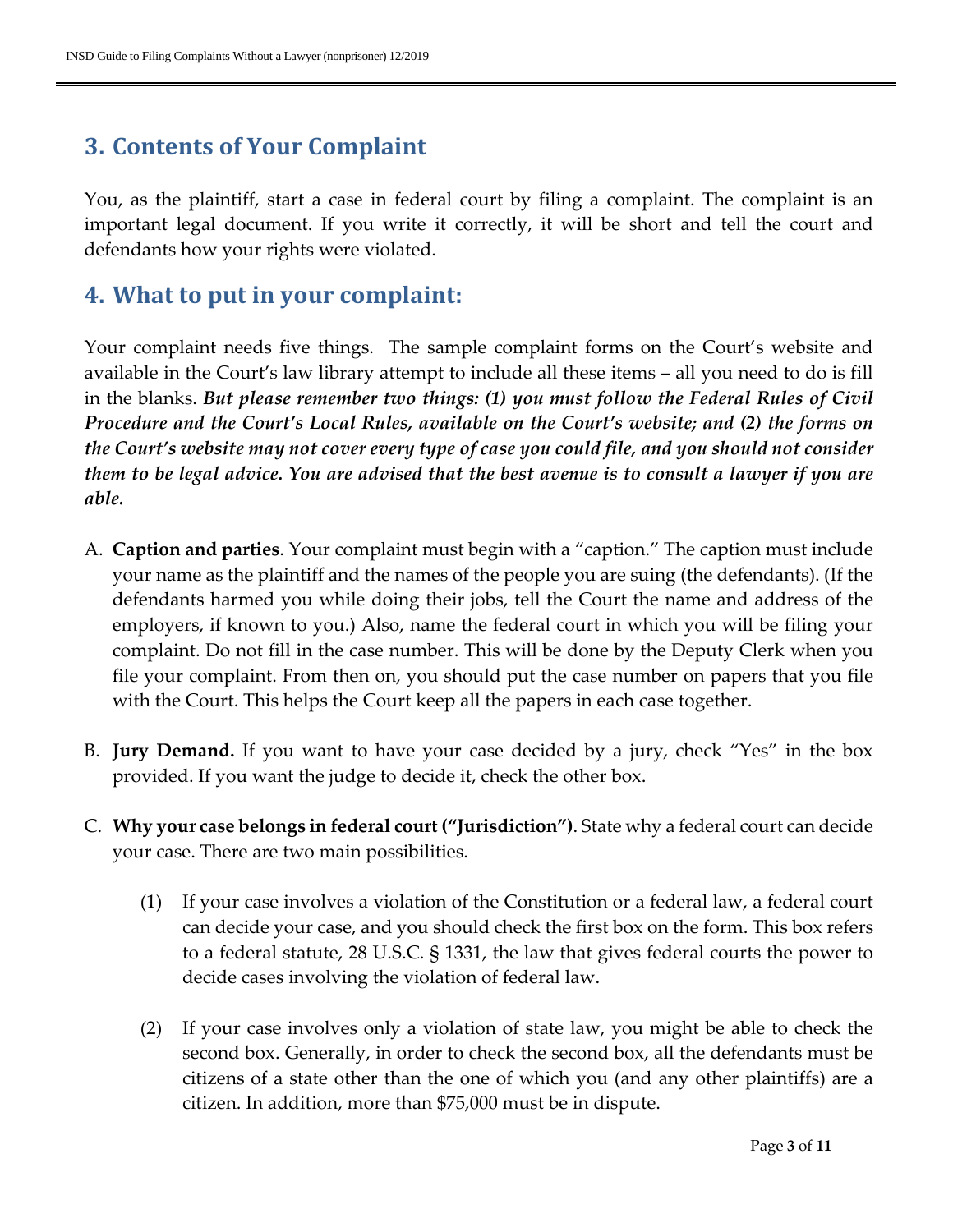## 3. Contents of Your Complaint

You, as the plaintiff, start a case in federal court by filing a complaint. The complaint is an important legal document. If you write it correctly, it will be short and tell the court and defendants how your rights were violated.

## 4. What to put in your complaint:

Your complaint needs five things. The sample complaint forms on the Court's website and available in the Court's law library attempt to include all these items – all you need to do is fill in the blanks. ***But please remember two things: (1) you must follow the Federal Rules of Civil Procedure and the Court's Local Rules, available on the Court's website; and (2) the forms on the Court's website may not cover every type of case you could file, and you should not consider them to be legal advice. You are advised that the best avenue is to consult a lawyer if you are able.***

A. **Caption and parties**. Your complaint must begin with a "caption." The caption must include your name as the plaintiff and the names of the people you are suing (the defendants). (If the defendants harmed you while doing their jobs, tell the Court the name and address of the employers, if known to you.) Also, name the federal court in which you will be filing your complaint. Do not fill in the case number. This will be done by the Deputy Clerk when you file your complaint. From then on, you should put the case number on papers that you file with the Court. This helps the Court keep all the papers in each case together.

B. **Jury Demand.** If you want to have your case decided by a jury, check "Yes" in the box provided. If you want the judge to decide it, check the other box.

C. **Why your case belongs in federal court ("Jurisdiction")**. State why a federal court can decide your case. There are two main possibilities.

   (1) If your case involves a violation of the Constitution or a federal law, a federal court can decide your case, and you should check the first box on the form. This box refers to a federal statute, 28 U.S.C. § 1331, the law that gives federal courts the power to decide cases involving the violation of federal law.

   (2) If your case involves only a violation of state law, you might be able to check the second box. Generally, in order to check the second box, all the defendants must be citizens of a state other than the one of which you (and any other plaintiffs) are a citizen. In addition, more than $75,000 must be in dispute.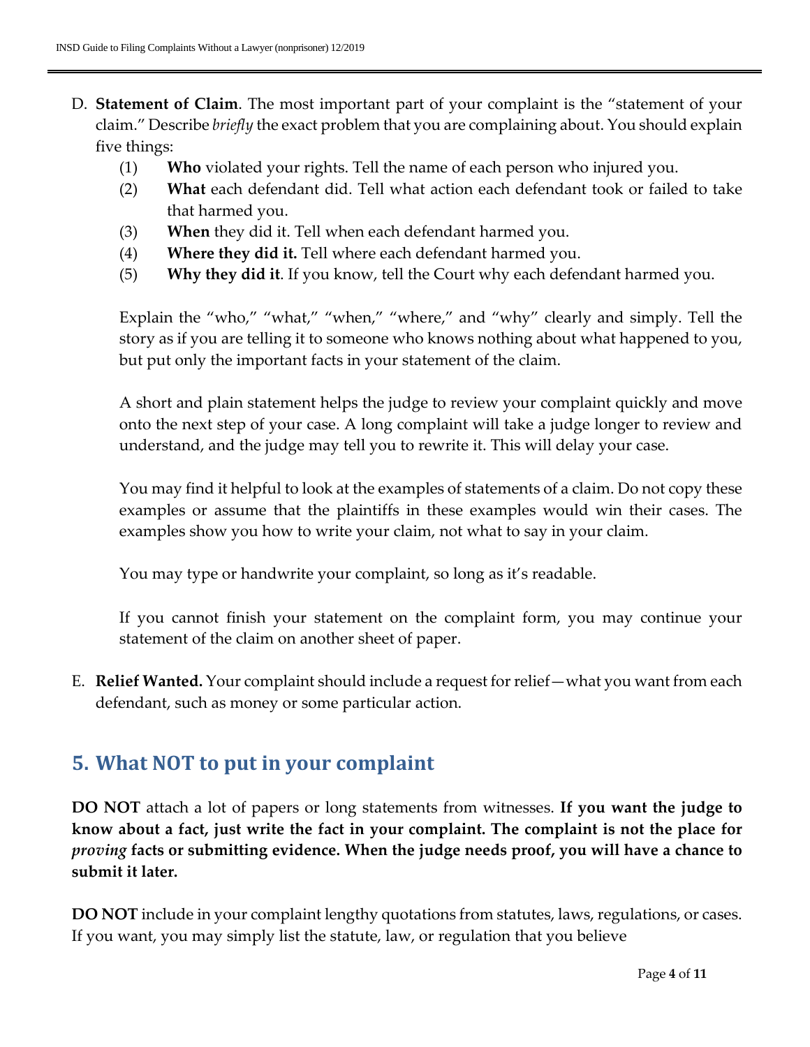D. **Statement of Claim**. The most important part of your complaint is the "statement of your claim." Describe *briefly* the exact problem that you are complaining about. You should explain five things:

   (1) **Who** violated your rights. Tell the name of each person who injured you.

   (2) **What** each defendant did. Tell what action each defendant took or failed to take that harmed you.

   (3) **When** they did it. Tell when each defendant harmed you.

   (4) **Where they did it.** Tell where each defendant harmed you.

   (5) **Why they did it**. If you know, tell the Court why each defendant harmed you.

   Explain the "who," "what," "when," "where," and "why" clearly and simply. Tell the story as if you are telling it to someone who knows nothing about what happened to you, but put only the important facts in your statement of the claim.

   A short and plain statement helps the judge to review your complaint quickly and move onto the next step of your case. A long complaint will take a judge longer to review and understand, and the judge may tell you to rewrite it. This will delay your case.

   You may find it helpful to look at the examples of statements of a claim. Do not copy these examples or assume that the plaintiffs in these examples would win their cases. The examples show you how to write your claim, not what to say in your claim.

   You may type or handwrite your complaint, so long as it's readable.

   If you cannot finish your statement on the complaint form, you may continue your statement of the claim on another sheet of paper.

E. **Relief Wanted.** Your complaint should include a request for relief—what you want from each defendant, such as money or some particular action.

## 5. What NOT to put in your complaint

**DO NOT** attach a lot of papers or long statements from witnesses. **If you want the judge to know about a fact, just write the fact in your complaint. The complaint is not the place for *proving* facts or submitting evidence. When the judge needs proof, you will have a chance to submit it later.**

**DO NOT** include in your complaint lengthy quotations from statutes, laws, regulations, or cases. If you want, you may simply list the statute, law, or regulation that you believe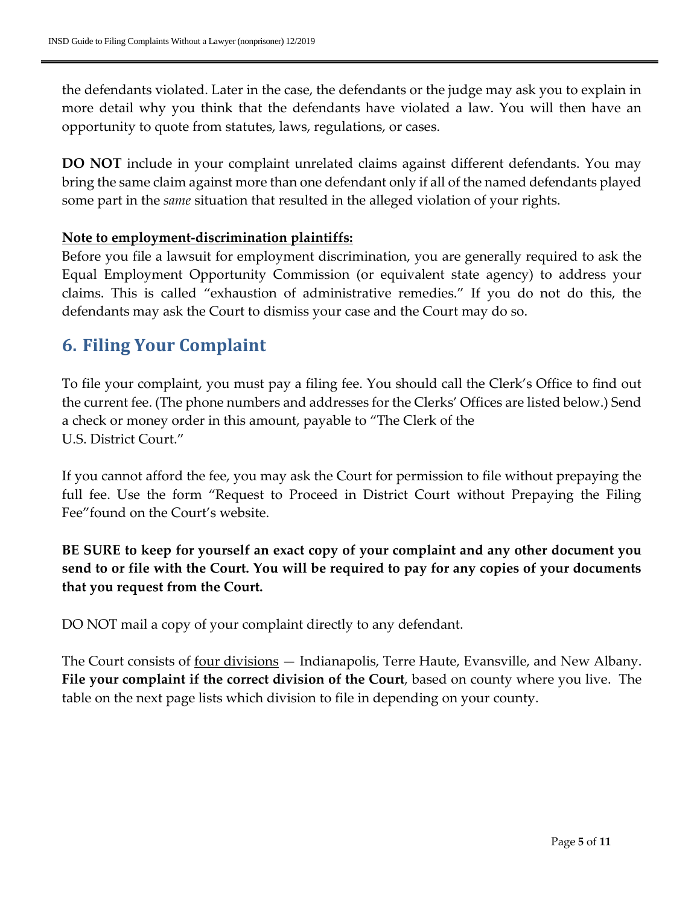the defendants violated. Later in the case, the defendants or the judge may ask you to explain in more detail why you think that the defendants have violated a law. You will then have an opportunity to quote from statutes, laws, regulations, or cases.

**DO NOT** include in your complaint unrelated claims against different defendants. You may bring the same claim against more than one defendant only if all of the named defendants played some part in the *same* situation that resulted in the alleged violation of your rights.

**Note to employment-discrimination plaintiffs:**
Before you file a lawsuit for employment discrimination, you are generally required to ask the Equal Employment Opportunity Commission (or equivalent state agency) to address your claims. This is called "exhaustion of administrative remedies." If you do not do this, the defendants may ask the Court to dismiss your case and the Court may do so.

## 6. Filing Your Complaint

To file your complaint, you must pay a filing fee. You should call the Clerk's Office to find out the current fee. (The phone numbers and addresses for the Clerks' Offices are listed below.) Send a check or money order in this amount, payable to "The Clerk of the U.S. District Court."

If you cannot afford the fee, you may ask the Court for permission to file without prepaying the full fee. Use the form "Request to Proceed in District Court without Prepaying the Filing Fee"found on the Court's website.

**BE SURE to keep for yourself an exact copy of your complaint and any other document you send to or file with the Court. You will be required to pay for any copies of your documents that you request from the Court.**

DO NOT mail a copy of your complaint directly to any defendant.

The Court consists of four divisions — Indianapolis, Terre Haute, Evansville, and New Albany. **File your complaint if the correct division of the Court**, based on county where you live. The table on the next page lists which division to file in depending on your county.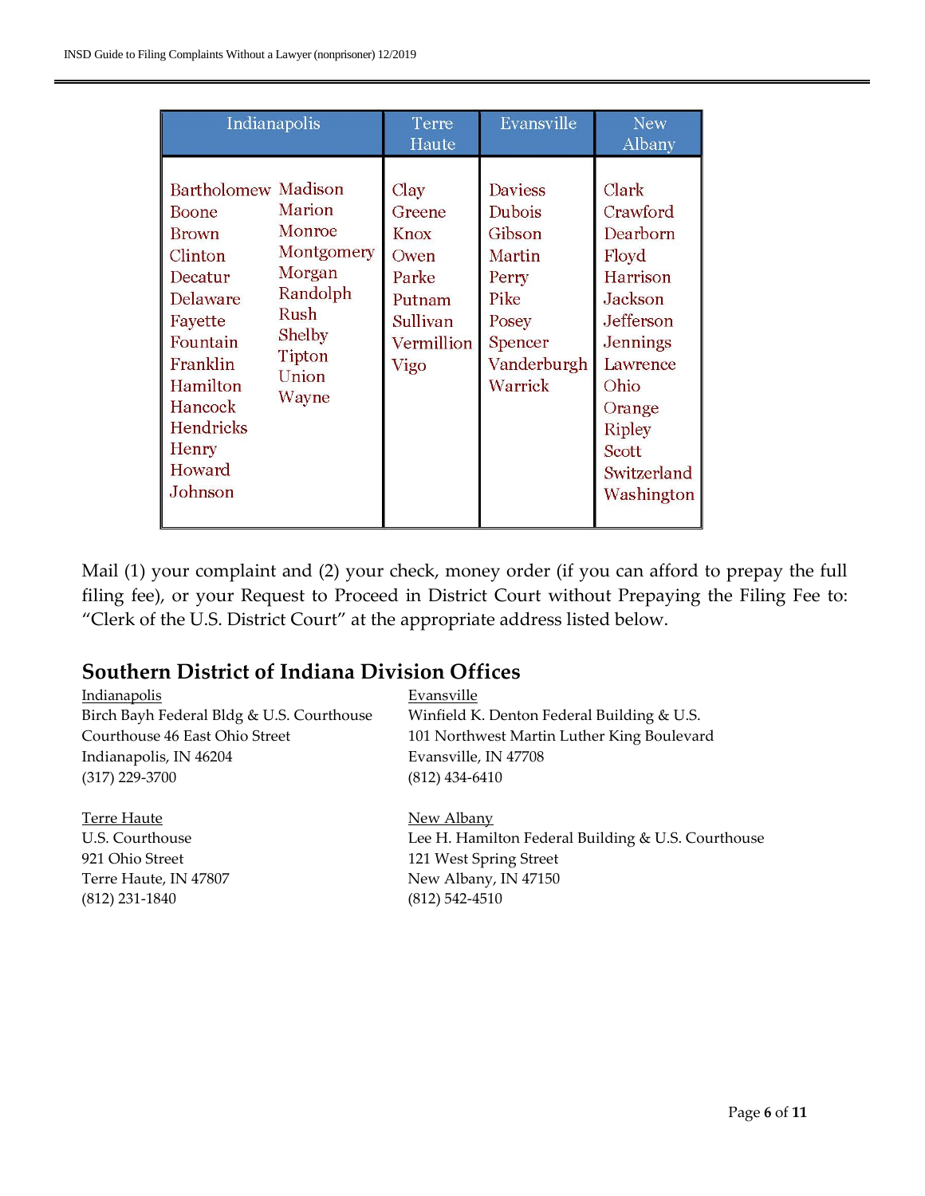| Indianapolis | | Terre Haute | Evansville | New Albany |
|---|---|---|---|---|
| Bartholomew | Madison | Clay | Daviess | Clark |
| Boone | Marion | Greene | Dubois | Crawford |
| Brown | Monroe | Knox | Gibson | Dearborn |
| Clinton | Montgomery | Owen | Martin | Floyd |
| Decatur | Morgan | Parke | Perry | Harrison |
| Delaware | Randolph | Putnam | Pike | Jackson |
| Fayette | Rush | Sullivan | Posey | Jefferson |
| Fountain | Shelby | Vermillion | Spencer | Jennings |
| Franklin | Tipton | Vigo | Vanderburgh | Lawrence |
| Hamilton | Union | | Warrick | Ohio |
| Hancock | Wayne | | | Orange |
| Hendricks | | | | Ripley |
| Henry | | | | Scott |
| Howard | | | | Switzerland |
| Johnson | | | | Washington |

Mail (1) your complaint and (2) your check, money order (if you can afford to prepay the full filing fee), or your Request to Proceed in District Court without Prepaying the Filing Fee to: "Clerk of the U.S. District Court" at the appropriate address listed below.

## Southern District of Indiana Division Offices

Indianapolis
Birch Bayh Federal Bldg & U.S. Courthouse
Courthouse 46 East Ohio Street
Indianapolis, IN 46204
(317) 229-3700

Evansville
Winfield K. Denton Federal Building & U.S.
101 Northwest Martin Luther King Boulevard
Evansville, IN 47708
(812) 434-6410

Terre Haute
U.S. Courthouse
921 Ohio Street
Terre Haute, IN 47807
(812) 231-1840

New Albany
Lee H. Hamilton Federal Building & U.S. Courthouse
121 West Spring Street
New Albany, IN 47150
(812) 542-4510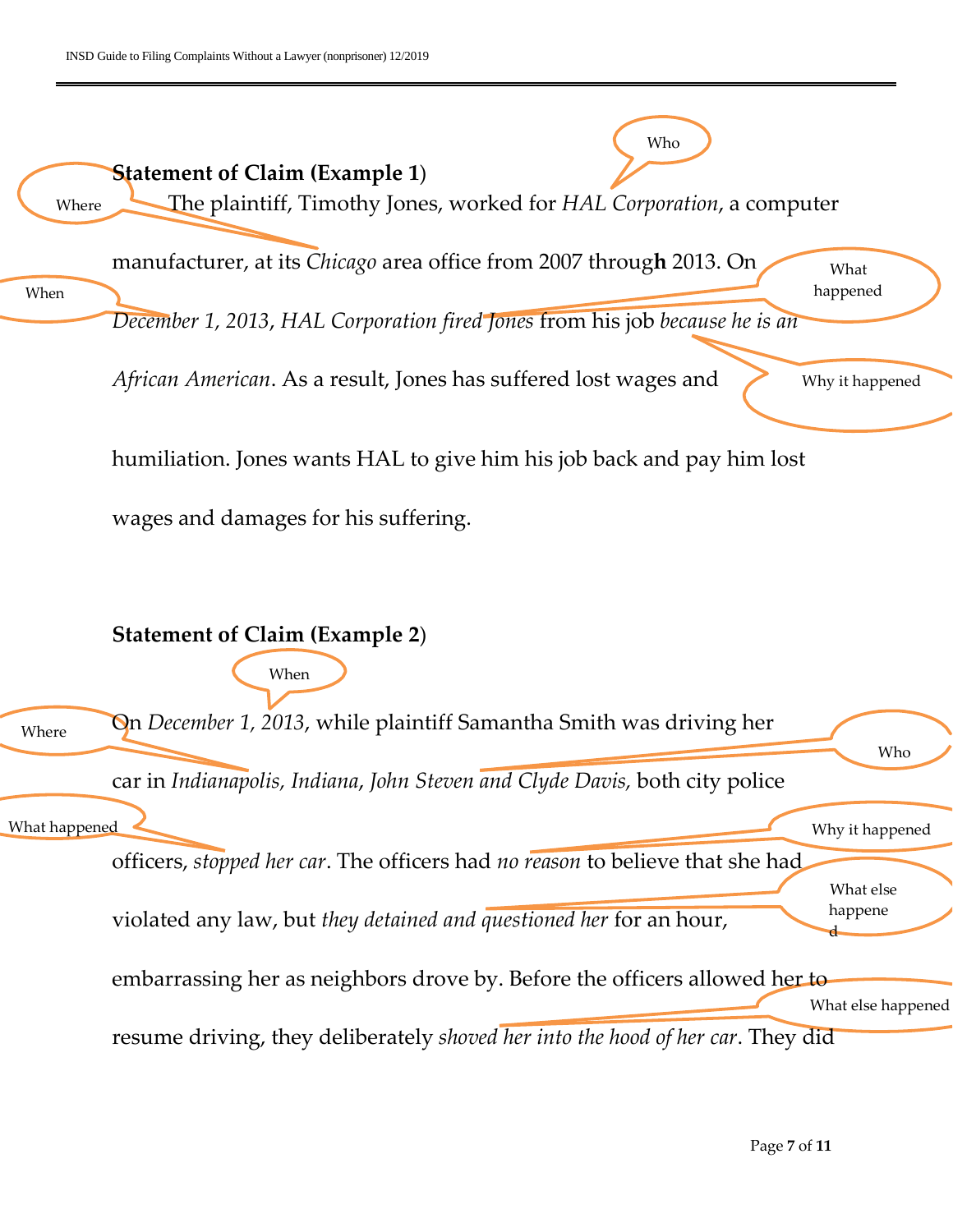**Statement of Claim (Example 1)**

The plaintiff, Timothy Jones, worked for *HAL Corporation*, a computer manufacturer, at its *Chicago* area office from 2007 through 2013. On *December 1, 2013*, *HAL Corporation fired Jones* from his job *because he is an African American*. As a result, Jones has suffered lost wages and humiliation. Jones wants HAL to give him his job back and pay him lost wages and damages for his suffering.

Who · Where · When · What happened · Why it happened

**Statement of Claim (Example 2)**

On *December 1, 2013*, while plaintiff Samantha Smith was driving her car in *Indianapolis, Indiana*, *John Steven and Clyde Davis,* both city police officers, *stopped her car*. The officers had *no reason* to believe that she had violated any law, but *they detained and questioned her* for an hour, embarrassing her as neighbors drove by. Before the officers allowed her to resume driving, they deliberately *shoved her into the hood of her car*. They did

When · Where · Who · What happened · Why it happened · What else happened · What else happened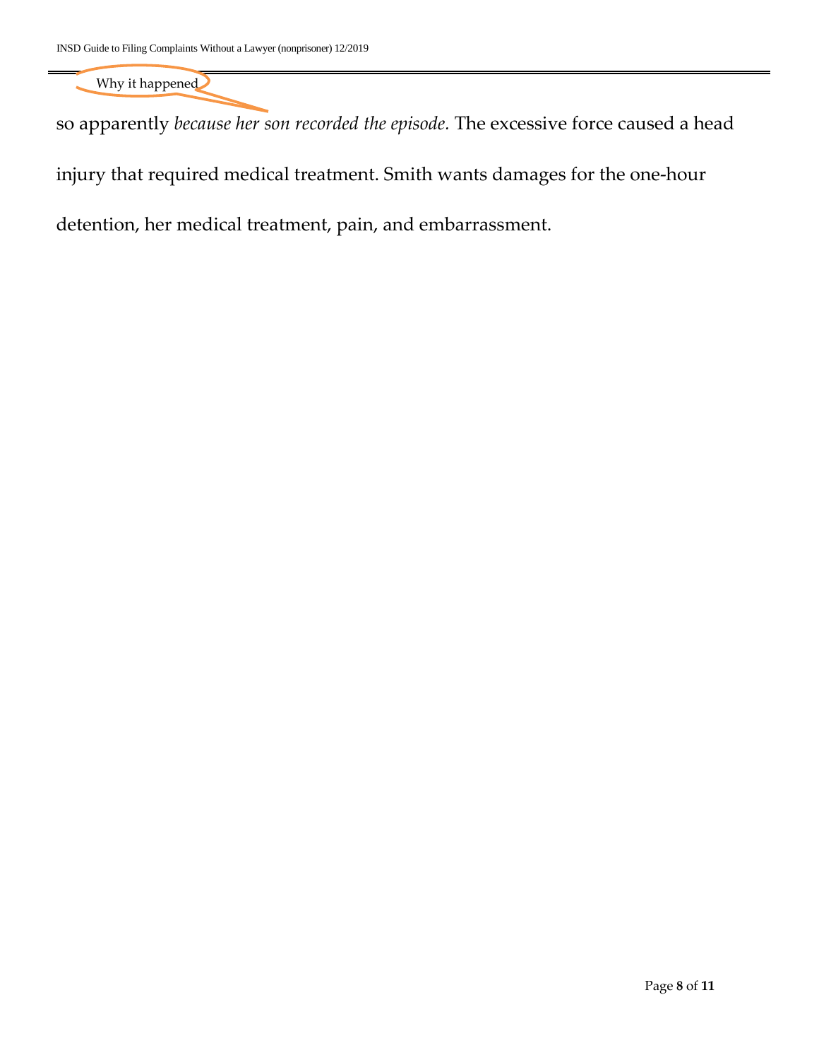Why it happened

so apparently *because her son recorded the episode.* The excessive force caused a head injury that required medical treatment. Smith wants damages for the one-hour detention, her medical treatment, pain, and embarrassment.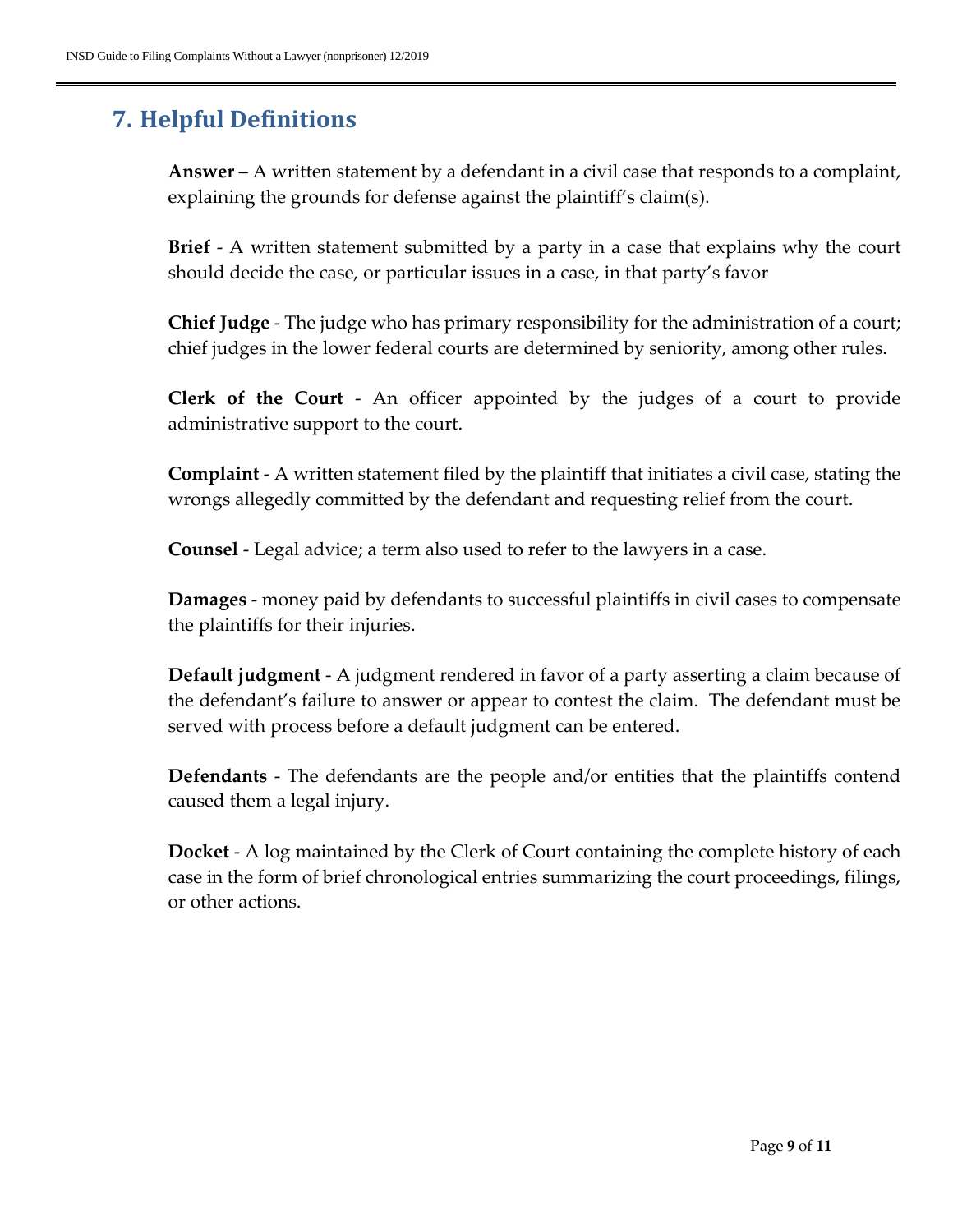## 7. Helpful Definitions

**Answer** – A written statement by a defendant in a civil case that responds to a complaint, explaining the grounds for defense against the plaintiff's claim(s).

**Brief** - A written statement submitted by a party in a case that explains why the court should decide the case, or particular issues in a case, in that party's favor

**Chief Judge** - The judge who has primary responsibility for the administration of a court; chief judges in the lower federal courts are determined by seniority, among other rules.

**Clerk of the Court** - An officer appointed by the judges of a court to provide administrative support to the court.

**Complaint** - A written statement filed by the plaintiff that initiates a civil case, stating the wrongs allegedly committed by the defendant and requesting relief from the court.

**Counsel** - Legal advice; a term also used to refer to the lawyers in a case.

**Damages** - money paid by defendants to successful plaintiffs in civil cases to compensate the plaintiffs for their injuries.

**Default judgment** - A judgment rendered in favor of a party asserting a claim because of the defendant's failure to answer or appear to contest the claim. The defendant must be served with process before a default judgment can be entered.

**Defendants** - The defendants are the people and/or entities that the plaintiffs contend caused them a legal injury.

**Docket** - A log maintained by the Clerk of Court containing the complete history of each case in the form of brief chronological entries summarizing the court proceedings, filings, or other actions.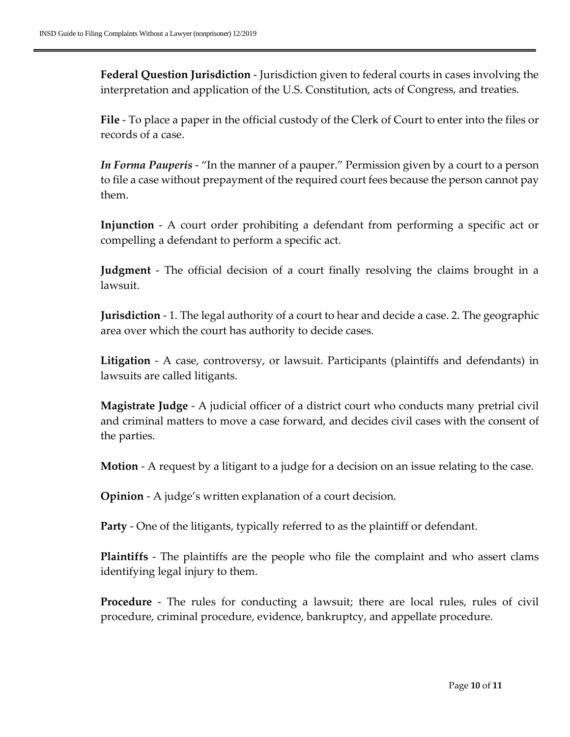**Federal Question Jurisdiction** - Jurisdiction given to federal courts in cases involving the interpretation and application of the U.S. Constitution, acts of Congress, and treaties.

**File** - To place a paper in the official custody of the Clerk of Court to enter into the files or records of a case.

***In Forma Pauperis*** - "In the manner of a pauper." Permission given by a court to a person to file a case without prepayment of the required court fees because the person cannot pay them.

**Injunction** - A court order prohibiting a defendant from performing a specific act or compelling a defendant to perform a specific act.

**Judgment** - The official decision of a court finally resolving the claims brought in a lawsuit.

**Jurisdiction** - 1. The legal authority of a court to hear and decide a case. 2. The geographic area over which the court has authority to decide cases.

**Litigation** - A case, controversy, or lawsuit. Participants (plaintiffs and defendants) in lawsuits are called litigants.

**Magistrate Judge** - A judicial officer of a district court who conducts many pretrial civil and criminal matters to move a case forward, and decides civil cases with the consent of the parties.

**Motion** - A request by a litigant to a judge for a decision on an issue relating to the case.

**Opinion** - A judge's written explanation of a court decision.

**Party** - One of the litigants, typically referred to as the plaintiff or defendant.

**Plaintiffs** - The plaintiffs are the people who file the complaint and who assert clams identifying legal injury to them.

**Procedure** - The rules for conducting a lawsuit; there are local rules, rules of civil procedure, criminal procedure, evidence, bankruptcy, and appellate procedure.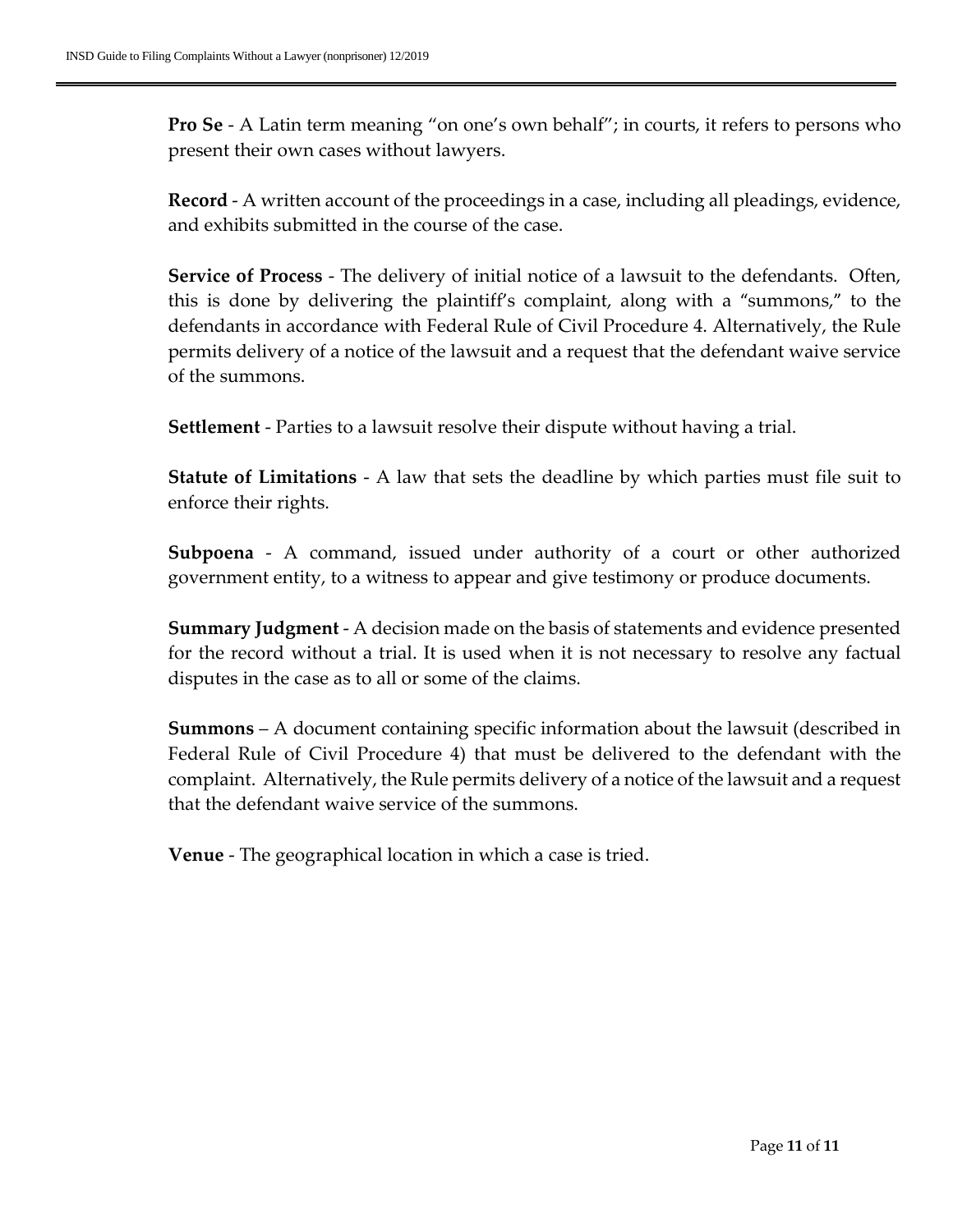**Pro Se** - A Latin term meaning "on one's own behalf"; in courts, it refers to persons who present their own cases without lawyers.

**Record** - A written account of the proceedings in a case, including all pleadings, evidence, and exhibits submitted in the course of the case.

**Service of Process** - The delivery of initial notice of a lawsuit to the defendants. Often, this is done by delivering the plaintiff's complaint, along with a "summons," to the defendants in accordance with Federal Rule of Civil Procedure 4. Alternatively, the Rule permits delivery of a notice of the lawsuit and a request that the defendant waive service of the summons.

**Settlement** - Parties to a lawsuit resolve their dispute without having a trial.

**Statute of Limitations** - A law that sets the deadline by which parties must file suit to enforce their rights.

**Subpoena** - A command, issued under authority of a court or other authorized government entity, to a witness to appear and give testimony or produce documents.

**Summary Judgment** - A decision made on the basis of statements and evidence presented for the record without a trial. It is used when it is not necessary to resolve any factual disputes in the case as to all or some of the claims.

**Summons** – A document containing specific information about the lawsuit (described in Federal Rule of Civil Procedure 4) that must be delivered to the defendant with the complaint. Alternatively, the Rule permits delivery of a notice of the lawsuit and a request that the defendant waive service of the summons.

**Venue** - The geographical location in which a case is tried.